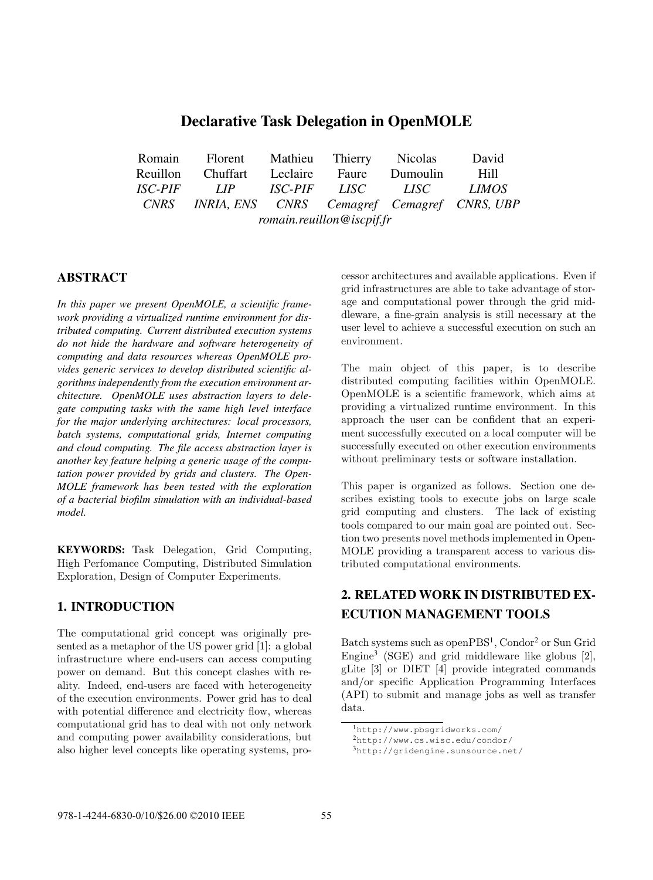# Declarative Task Delegation in OpenMOLE

| Romain Reuillon | Florent Chuffart | Mathieu Leclaire | Thierry Faure | Nicolas Dumoulin | David Hill |
|---|---|---|---|---|---|
| *ISC-PIF* | *LIP* | *ISC-PIF* | *LISC* | *LISC* | *LIMOS* |
| *CNRS* | *INRIA, ENS* | *CNRS* | *Cemagref* | *Cemagref* | *CNRS, UBP* |

*romain.reuillon@iscpif.fr*

## ABSTRACT

*In this paper we present OpenMOLE, a scientific framework providing a virtualized runtime environment for distributed computing. Current distributed execution systems do not hide the hardware and software heterogeneity of computing and data resources whereas OpenMOLE provides generic services to develop distributed scientific algorithms independently from the execution environment architecture. OpenMOLE uses abstraction layers to delegate computing tasks with the same high level interface for the major underlying architectures: local processors, batch systems, computational grids, Internet computing and cloud computing. The file access abstraction layer is another key feature helping a generic usage of the computation power provided by grids and clusters. The OpenMOLE framework has been tested with the exploration of a bacterial biofilm simulation with an individual-based model.*

**KEYWORDS:** Task Delegation, Grid Computing, High Perfomance Computing, Distributed Simulation Exploration, Design of Computer Experiments.

## 1. INTRODUCTION

The computational grid concept was originally presented as a metaphor of the US power grid [1]: a global infrastructure where end-users can access computing power on demand. But this concept clashes with reality. Indeed, end-users are faced with heterogeneity of the execution environments. Power grid has to deal with potential difference and electricity flow, whereas computational grid has to deal with not only network and computing power availability considerations, but also higher level concepts like operating systems, processor architectures and available applications. Even if grid infrastructures are able to take advantage of storage and computational power through the grid middleware, a fine-grain analysis is still necessary at the user level to achieve a successful execution on such an environment.

The main object of this paper, is to describe distributed computing facilities within OpenMOLE. OpenMOLE is a scientific framework, which aims at providing a virtualized runtime environment. In this approach the user can be confident that an experiment successfully executed on a local computer will be successfully executed on other execution environments without preliminary tests or software installation.

This paper is organized as follows. Section one describes existing tools to execute jobs on large scale grid computing and clusters. The lack of existing tools compared to our main goal are pointed out. Section two presents novel methods implemented in OpenMOLE providing a transparent access to various distributed computational environments.

## 2. RELATED WORK IN DISTRIBUTED EXECUTION MANAGEMENT TOOLS

Batch systems such as openPBS[1], Condor[2] or Sun Grid Engine[3] (SGE) and grid middleware like globus [2], gLite [3] or DIET [4] provide integrated commands and/or specific Application Programming Interfaces (API) to submit and manage jobs as well as transfer data.

[1] http://www.pbsgridworks.com/

[2] http://www.cs.wisc.edu/condor/

[3] http://gridengine.sunsource.net/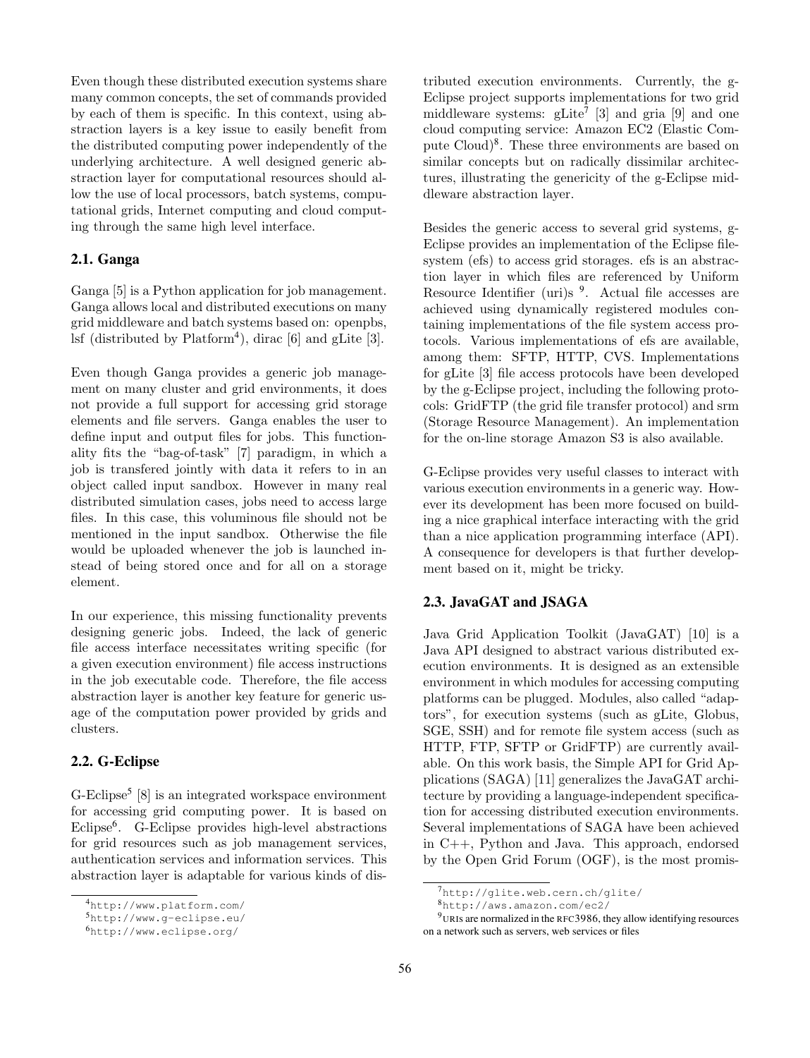Even though these distributed execution systems share many common concepts, the set of commands provided by each of them is specific. In this context, using abstraction layers is a key issue to easily benefit from the distributed computing power independently of the underlying architecture. A well designed generic abstraction layer for computational resources should allow the use of local processors, batch systems, computational grids, Internet computing and cloud computing through the same high level interface.

### 2.1. Ganga

Ganga [5] is a Python application for job management. Ganga allows local and distributed executions on many grid middleware and batch systems based on: openpbs, lsf (distributed by Platform[4]), dirac [6] and gLite [3].

Even though Ganga provides a generic job management on many cluster and grid environments, it does not provide a full support for accessing grid storage elements and file servers. Ganga enables the user to define input and output files for jobs. This functionality fits the "bag-of-task" [7] paradigm, in which a job is transfered jointly with data it refers to in an object called input sandbox. However in many real distributed simulation cases, jobs need to access large files. In this case, this voluminous file should not be mentioned in the input sandbox. Otherwise the file would be uploaded whenever the job is launched instead of being stored once and for all on a storage element.

In our experience, this missing functionality prevents designing generic jobs. Indeed, the lack of generic file access interface necessitates writing specific (for a given execution environment) file access instructions in the job executable code. Therefore, the file access abstraction layer is another key feature for generic usage of the computation power provided by grids and clusters.

### 2.2. G-Eclipse

G-Eclipse[5] [8] is an integrated workspace environment for accessing grid computing power. It is based on Eclipse[6]. G-Eclipse provides high-level abstractions for grid resources such as job management services, authentication services and information services. This abstraction layer is adaptable for various kinds of distributed execution environments. Currently, the g-Eclipse project supports implementations for two grid middleware systems: gLite[7] [3] and gria [9] and one cloud computing service: Amazon EC2 (Elastic Compute Cloud)[8]. These three environments are based on similar concepts but on radically dissimilar architectures, illustrating the genericity of the g-Eclipse middleware abstraction layer.

Besides the generic access to several grid systems, g-Eclipse provides an implementation of the Eclipse filesystem (efs) to access grid storages. efs is an abstraction layer in which files are referenced by Uniform Resource Identifier (uri)s [9]. Actual file accesses are achieved using dynamically registered modules containing implementations of the file system access protocols. Various implementations of efs are available, among them: SFTP, HTTP, CVS. Implementations for gLite [3] file access protocols have been developed by the g-Eclipse project, including the following protocols: GridFTP (the grid file transfer protocol) and srm (Storage Resource Management). An implementation for the on-line storage Amazon S3 is also available.

G-Eclipse provides very useful classes to interact with various execution environments in a generic way. However its development has been more focused on building a nice graphical interface interacting with the grid than a nice application programming interface (API). A consequence for developers is that further development based on it, might be tricky.

### 2.3. JavaGAT and JSAGA

Java Grid Application Toolkit (JavaGAT) [10] is a Java API designed to abstract various distributed execution environments. It is designed as an extensible environment in which modules for accessing computing platforms can be plugged. Modules, also called "adaptors", for execution systems (such as gLite, Globus, SGE, SSH) and for remote file system access (such as HTTP, FTP, SFTP or GridFTP) are currently available. On this work basis, the Simple API for Grid Applications (SAGA) [11] generalizes the JavaGAT architecture by providing a language-independent specification for accessing distributed execution environments. Several implementations of SAGA have been achieved in C++, Python and Java. This approach, endorsed by the Open Grid Forum (OGF), is the most promis-

[4] http://www.platform.com/

[5] http://www.g-eclipse.eu/

[6] http://www.eclipse.org/

[7] http://glite.web.cern.ch/glite/

[8] http://aws.amazon.com/ec2/

[9] URIs are normalized in the RFC3986, they allow identifying resources on a network such as servers, web services or files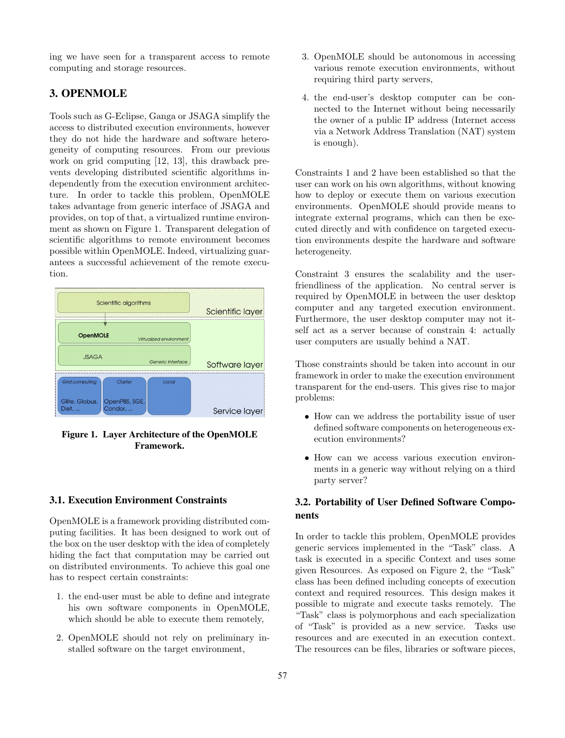ing we have seen for a transparent access to remote computing and storage resources.

## 3. OPENMOLE

Tools such as G-Eclipse, Ganga or JSAGA simplify the access to distributed execution environments, however they do not hide the hardware and software heterogeneity of computing resources. From our previous work on grid computing [12, 13], this drawback prevents developing distributed scientific algorithms independently from the execution environment architecture. In order to tackle this problem, OpenMOLE takes advantage from generic interface of JSAGA and provides, on top of that, a virtualized runtime environment as shown on Figure 1. Transparent delegation of scientific algorithms to remote environment becomes possible within OpenMOLE. Indeed, virtualizing guarantees a successful achievement of the remote execution.

**Figure 1. Layer Architecture of the OpenMOLE Framework.**

### 3.1. Execution Environment Constraints

OpenMOLE is a framework providing distributed computing facilities. It has been designed to work out of the box on the user desktop with the idea of completely hiding the fact that computation may be carried out on distributed environments. To achieve this goal one has to respect certain constraints:

1. the end-user must be able to define and integrate his own software components in OpenMOLE, which should be able to execute them remotely,
2. OpenMOLE should not rely on preliminary installed software on the target environment,
3. OpenMOLE should be autonomous in accessing various remote execution environments, without requiring third party servers,
4. the end-user's desktop computer can be connected to the Internet without being necessarily the owner of a public IP address (Internet access via a Network Address Translation (NAT) system is enough).

Constraints 1 and 2 have been established so that the user can work on his own algorithms, without knowing how to deploy or execute them on various execution environments. OpenMOLE should provide means to integrate external programs, which can then be executed directly and with confidence on targeted execution environments despite the hardware and software heterogeneity.

Constraint 3 ensures the scalability and the user-friendliness of the application. No central server is required by OpenMOLE in between the user desktop computer and any targeted execution environment. Furthermore, the user desktop computer may not itself act as a server because of constrain 4: actually user computers are usually behind a NAT.

Those constraints should be taken into account in our framework in order to make the execution environment transparent for the end-users. This gives rise to major problems:

- How can we address the portability issue of user defined software components on heterogeneous execution environments?
- How can we access various execution environments in a generic way without relying on a third party server?

### 3.2. Portability of User Defined Software Components

In order to tackle this problem, OpenMOLE provides generic services implemented in the "Task" class. A task is executed in a specific Context and uses some given Resources. As exposed on Figure 2, the "Task" class has been defined including concepts of execution context and required resources. This design makes it possible to migrate and execute tasks remotely. The "Task" class is polymorphous and each specialization of "Task" is provided as a new service. Tasks use resources and are executed in an execution context. The resources can be files, libraries or software pieces,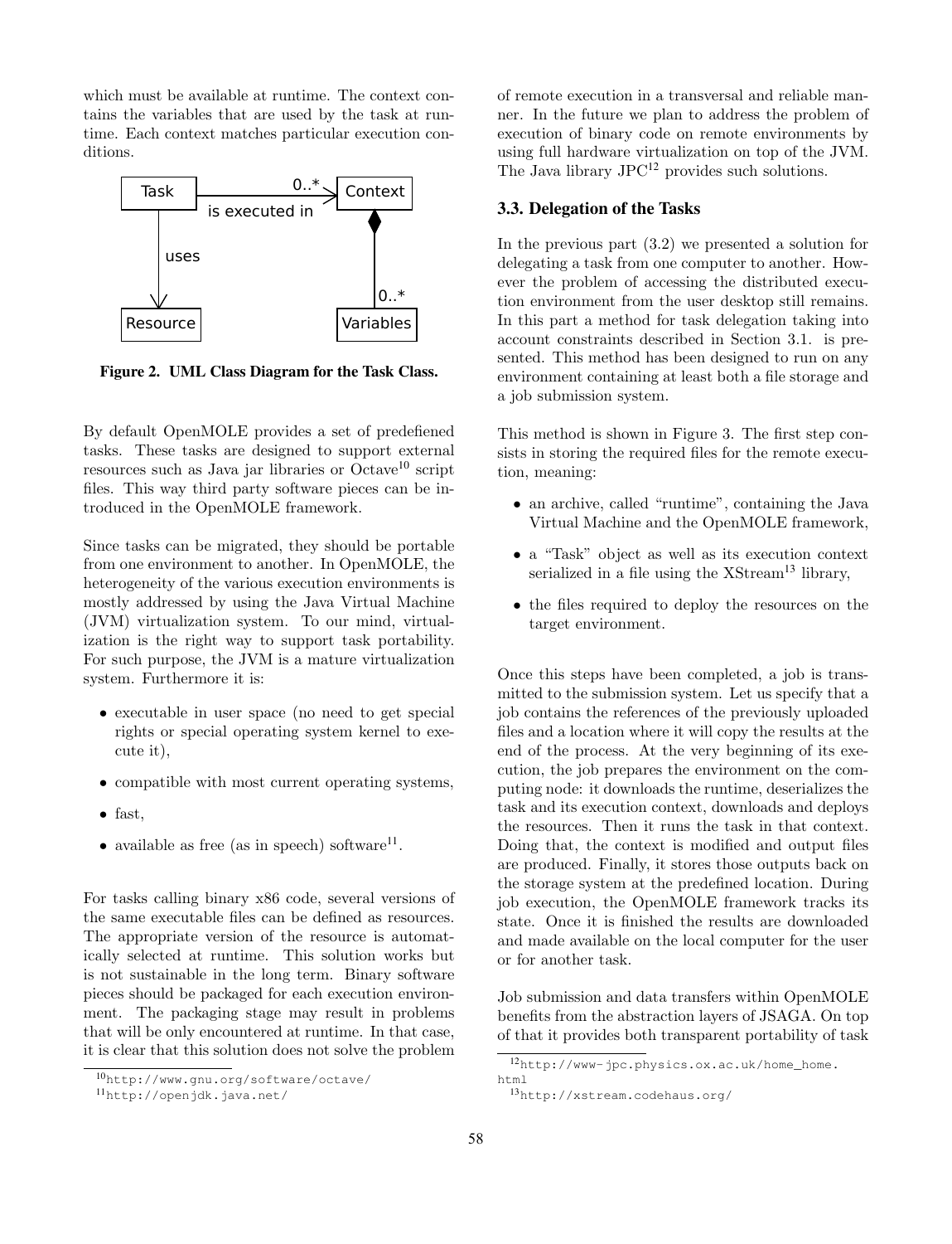which must be available at runtime. The context contains the variables that are used by the task at runtime. Each context matches particular execution conditions.

**Figure 2. UML Class Diagram for the Task Class.**

By default OpenMOLE provides a set of predefiened tasks. These tasks are designed to support external resources such as Java jar libraries or Octave[10] script files. This way third party software pieces can be introduced in the OpenMOLE framework.

Since tasks can be migrated, they should be portable from one environment to another. In OpenMOLE, the heterogeneity of the various execution environments is mostly addressed by using the Java Virtual Machine (JVM) virtualization system. To our mind, virtualization is the right way to support task portability. For such purpose, the JVM is a mature virtualization system. Furthermore it is:

- executable in user space (no need to get special rights or special operating system kernel to execute it),
- compatible with most current operating systems,
- fast,
- available as free (as in speech) software[11].

For tasks calling binary x86 code, several versions of the same executable files can be defined as resources. The appropriate version of the resource is automatically selected at runtime. This solution works but is not sustainable in the long term. Binary software pieces should be packaged for each execution environment. The packaging stage may result in problems that will be only encountered at runtime. In that case, it is clear that this solution does not solve the problem of remote execution in a transversal and reliable manner. In the future we plan to address the problem of execution of binary code on remote environments by using full hardware virtualization on top of the JVM. The Java library JPC[12] provides such solutions.

### 3.3. Delegation of the Tasks

In the previous part (3.2) we presented a solution for delegating a task from one computer to another. However the problem of accessing the distributed execution environment from the user desktop still remains. In this part a method for task delegation taking into account constraints described in Section 3.1. is presented. This method has been designed to run on any environment containing at least both a file storage and a job submission system.

This method is shown in Figure 3. The first step consists in storing the required files for the remote execution, meaning:

- an archive, called "runtime", containing the Java Virtual Machine and the OpenMOLE framework,
- a "Task" object as well as its execution context serialized in a file using the XStream[13] library,
- the files required to deploy the resources on the target environment.

Once this steps have been completed, a job is transmitted to the submission system. Let us specify that a job contains the references of the previously uploaded files and a location where it will copy the results at the end of the process. At the very beginning of its execution, the job prepares the environment on the computing node: it downloads the runtime, deserializes the task and its execution context, downloads and deploys the resources. Then it runs the task in that context. Doing that, the context is modified and output files are produced. Finally, it stores those outputs back on the storage system at the predefined location. During job execution, the OpenMOLE framework tracks its state. Once it is finished the results are downloaded and made available on the local computer for the user or for another task.

Job submission and data transfers within OpenMOLE benefits from the abstraction layers of JSAGA. On top of that it provides both transparent portability of task

[10] http://www.gnu.org/software/octave/

[11] http://openjdk.java.net/

[12] http://www-jpc.physics.ox.ac.uk/home_home.html

[13] http://xstream.codehaus.org/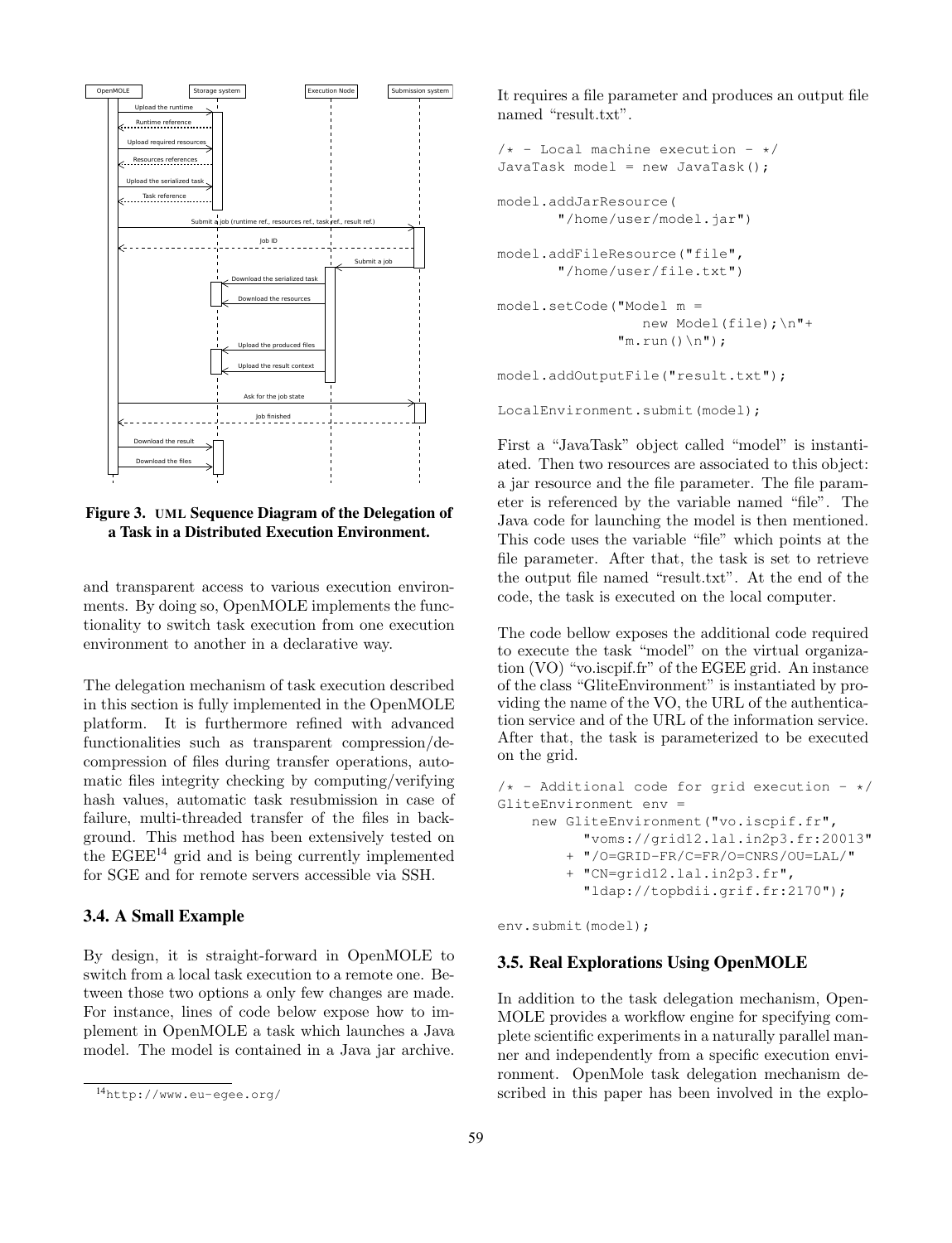Figure 3. UML Sequence Diagram of the Delegation of a Task in a Distributed Execution Environment.

and transparent access to various execution environments. By doing so, OpenMOLE implements the functionality to switch task execution from one execution environment to another in a declarative way.

The delegation mechanism of task execution described in this section is fully implemented in the OpenMOLE platform. It is furthermore refined with advanced functionalities such as transparent compression/decompression of files during transfer operations, automatic files integrity checking by computing/verifying hash values, automatic task resubmission in case of failure, multi-threaded transfer of the files in background. This method has been extensively tested on the EGEE[14] grid and is being currently implemented for SGE and for remote servers accessible via SSH.

### 3.4. A Small Example

By design, it is straight-forward in OpenMOLE to switch from a local task execution to a remote one. Between those two options a only few changes are made. For instance, lines of code below expose how to implement in OpenMOLE a task which launches a Java model. The model is contained in a Java jar archive. It requires a file parameter and produces an output file named "result.txt".

```
/* - Local machine execution - */
JavaTask model = new JavaTask();

model.addJarResource(
       "/home/user/model.jar")

model.addFileResource("file",
       "/home/user/file.txt")

model.setCode("Model m =
               new Model(file);\n"+
             "m.run()\n");

model.addOutputFile("result.txt");

LocalEnvironment.submit(model);
```

First a "JavaTask" object called "model" is instantiated. Then two resources are associated to this object: a jar resource and the file parameter. The file parameter is referenced by the variable named "file". The Java code for launching the model is then mentioned. This code uses the variable "file" which points at the file parameter. After that, the task is set to retrieve the output file named "result.txt". At the end of the code, the task is executed on the local computer.

The code bellow exposes the additional code required to execute the task "model" on the virtual organization (VO) "vo.iscpif.fr" of the EGEE grid. An instance of the class "GliteEnvironment" is instantiated by providing the name of the VO, the URL of the authentication service and of the URL of the information service. After that, the task is parameterized to be executed on the grid.

```
/* - Additional code for grid execution - */
GliteEnvironment env =
    new GliteEnvironment("vo.iscpif.fr",
         "voms://grid12.lal.in2p3.fr:20013"
       + "/O=GRID-FR/C=FR/O=CNRS/OU=LAL/"
       + "CN=grid12.lal.in2p3.fr",
         "ldap://topbdii.grif.fr:2170");

env.submit(model);
```

### 3.5. Real Explorations Using OpenMOLE

In addition to the task delegation mechanism, OpenMOLE provides a workflow engine for specifying complete scientific experiments in a naturally parallel manner and independently from a specific execution environment. OpenMole task delegation mechanism described in this paper has been involved in the explo-

[14] http://www.eu-egee.org/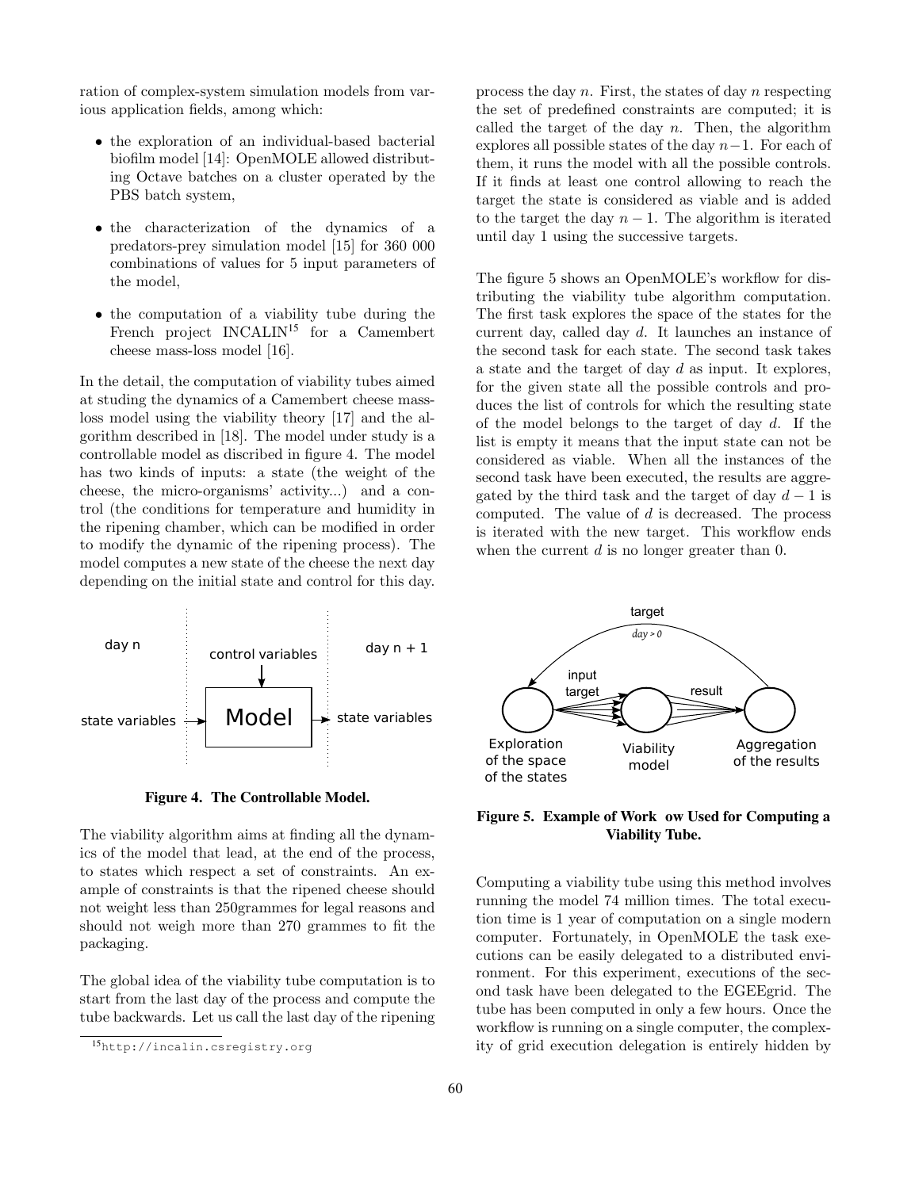ration of complex-system simulation models from various application fields, among which:

- the exploration of an individual-based bacterial biofilm model [14]: OpenMOLE allowed distributing Octave batches on a cluster operated by the PBS batch system,
- the characterization of the dynamics of a predators-prey simulation model [15] for 360 000 combinations of values for 5 input parameters of the model,
- the computation of a viability tube during the French project INCALIN[15] for a Camembert cheese mass-loss model [16].

In the detail, the computation of viability tubes aimed at studing the dynamics of a Camembert cheese mass-loss model using the viability theory [17] and the algorithm described in [18]. The model under study is a controllable model as discribed in figure 4. The model has two kinds of inputs: a state (the weight of the cheese, the micro-organisms' activity...) and a control (the conditions for temperature and humidity in the ripening chamber, which can be modified in order to modify the dynamic of the ripening process). The model computes a new state of the cheese the next day depending on the initial state and control for this day.

**Figure 4. The Controllable Model.**

The viability algorithm aims at finding all the dynamics of the model that lead, at the end of the process, to states which respect a set of constraints. An example of constraints is that the ripened cheese should not weight less than 250grammes for legal reasons and should not weigh more than 270 grammes to fit the packaging.

The global idea of the viability tube computation is to start from the last day of the process and compute the tube backwards. Let us call the last day of the ripening process the day $n$. First, the states of day $n$ respecting the set of predefined constraints are computed; it is called the target of the day $n$. Then, the algorithm explores all possible states of the day $n-1$. For each of them, it runs the model with all the possible controls. If it finds at least one control allowing to reach the target the state is considered as viable and is added to the target the day $n-1$. The algorithm is iterated until day 1 using the successive targets.

The figure 5 shows an OpenMOLE's workflow for distributing the viability tube algorithm computation. The first task explores the space of the states for the current day, called day $d$. It launches an instance of the second task for each state. The second task takes a state and the target of day $d$ as input. It explores, for the given state all the possible controls and produces the list of controls for which the resulting state of the model belongs to the target of day $d$. If the list is empty it means that the input state can not be considered as viable. When all the instances of the second task have been executed, the results are aggregated by the third task and the target of day $d-1$ is computed. The value of $d$ is decreased. The process is iterated with the new target. This workflow ends when the current $d$ is no longer greater than 0.

**Figure 5. Example of Work ow Used for Computing a Viability Tube.**

Computing a viability tube using this method involves running the model 74 million times. The total execution time is 1 year of computation on a single modern computer. Fortunately, in OpenMOLE the task executions can be easily delegated to a distributed environment. For this experiment, executions of the second task have been delegated to the EGEEgrid. The tube has been computed in only a few hours. Once the workflow is running on a single computer, the complexity of grid execution delegation is entirely hidden by

[15] http://incalin.csregistry.org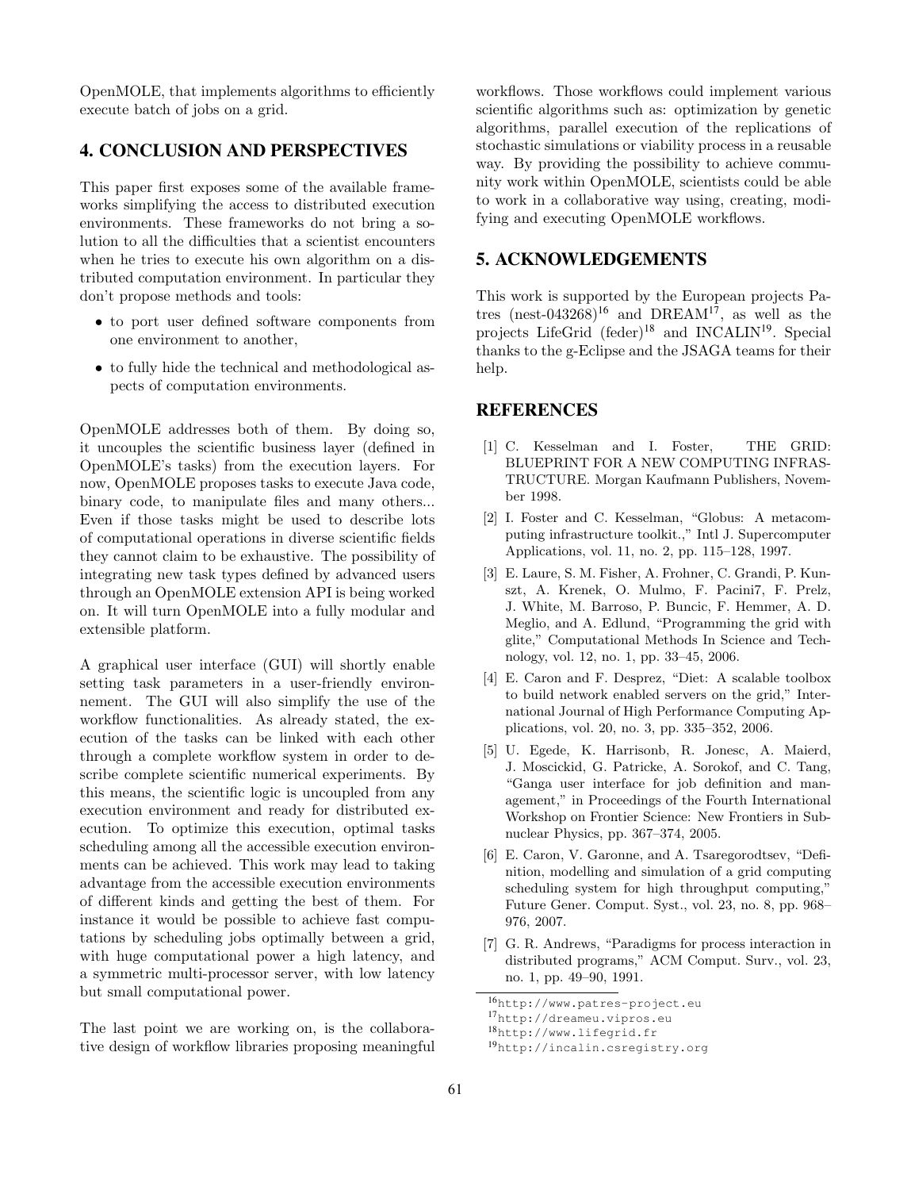OpenMOLE, that implements algorithms to efficiently execute batch of jobs on a grid.

## 4. CONCLUSION AND PERSPECTIVES

This paper first exposes some of the available frameworks simplifying the access to distributed execution environments. These frameworks do not bring a solution to all the difficulties that a scientist encounters when he tries to execute his own algorithm on a distributed computation environment. In particular they don't propose methods and tools:

- to port user defined software components from one environment to another,
- to fully hide the technical and methodological aspects of computation environments.

OpenMOLE addresses both of them. By doing so, it uncouples the scientific business layer (defined in OpenMOLE's tasks) from the execution layers. For now, OpenMOLE proposes tasks to execute Java code, binary code, to manipulate files and many others... Even if those tasks might be used to describe lots of computational operations in diverse scientific fields they cannot claim to be exhaustive. The possibility of integrating new task types defined by advanced users through an OpenMOLE extension API is being worked on. It will turn OpenMOLE into a fully modular and extensible platform.

A graphical user interface (GUI) will shortly enable setting task parameters in a user-friendly environnement. The GUI will also simplify the use of the workflow functionalities. As already stated, the execution of the tasks can be linked with each other through a complete workflow system in order to describe complete scientific numerical experiments. By this means, the scientific logic is uncoupled from any execution environment and ready for distributed execution. To optimize this execution, optimal tasks scheduling among all the accessible execution environments can be achieved. This work may lead to taking advantage from the accessible execution environments of different kinds and getting the best of them. For instance it would be possible to achieve fast computations by scheduling jobs optimally between a grid, with huge computational power a high latency, and a symmetric multi-processor server, with low latency but small computational power.

The last point we are working on, is the collaborative design of workflow libraries proposing meaningful workflows. Those workflows could implement various scientific algorithms such as: optimization by genetic algorithms, parallel execution of the replications of stochastic simulations or viability process in a reusable way. By providing the possibility to achieve community work within OpenMOLE, scientists could be able to work in a collaborative way using, creating, modifying and executing OpenMOLE workflows.

## 5. ACKNOWLEDGEMENTS

This work is supported by the European projects Patres (nest-043268)[16] and DREAM[17], as well as the projects LifeGrid (feder)[18] and INCALIN[19]. Special thanks to the g-Eclipse and the JSAGA teams for their help.

## REFERENCES

[1] C. Kesselman and I. Foster, THE GRID: BLUEPRINT FOR A NEW COMPUTING INFRASTRUCTURE. Morgan Kaufmann Publishers, November 1998.

[2] I. Foster and C. Kesselman, "Globus: A metacomputing infrastructure toolkit.," Intl J. Supercomputer Applications, vol. 11, no. 2, pp. 115–128, 1997.

[3] E. Laure, S. M. Fisher, A. Frohner, C. Grandi, P. Kunszt, A. Krenek, O. Mulmo, F. Pacini7, F. Prelz, J. White, M. Barroso, P. Buncic, F. Hemmer, A. D. Meglio, and A. Edlund, "Programming the grid with glite," Computational Methods In Science and Technology, vol. 12, no. 1, pp. 33–45, 2006.

[4] E. Caron and F. Desprez, "Diet: A scalable toolbox to build network enabled servers on the grid," International Journal of High Performance Computing Applications, vol. 20, no. 3, pp. 335–352, 2006.

[5] U. Egede, K. Harrisonb, R. Jonesc, A. Maierd, J. Moscickid, G. Patricke, A. Sorokof, and C. Tang, "Ganga user interface for job definition and management," in Proceedings of the Fourth International Workshop on Frontier Science: New Frontiers in Subnuclear Physics, pp. 367–374, 2005.

[6] E. Caron, V. Garonne, and A. Tsaregorodtsev, "Definition, modelling and simulation of a grid computing scheduling system for high throughput computing," Future Gener. Comput. Syst., vol. 23, no. 8, pp. 968–976, 2007.

[7] G. R. Andrews, "Paradigms for process interaction in distributed programs," ACM Comput. Surv., vol. 23, no. 1, pp. 49–90, 1991.

[16] http://www.patres-project.eu

[17] http://dreameu.vipros.eu

[18] http://www.lifegrid.fr

[19] http://incalin.csregistry.org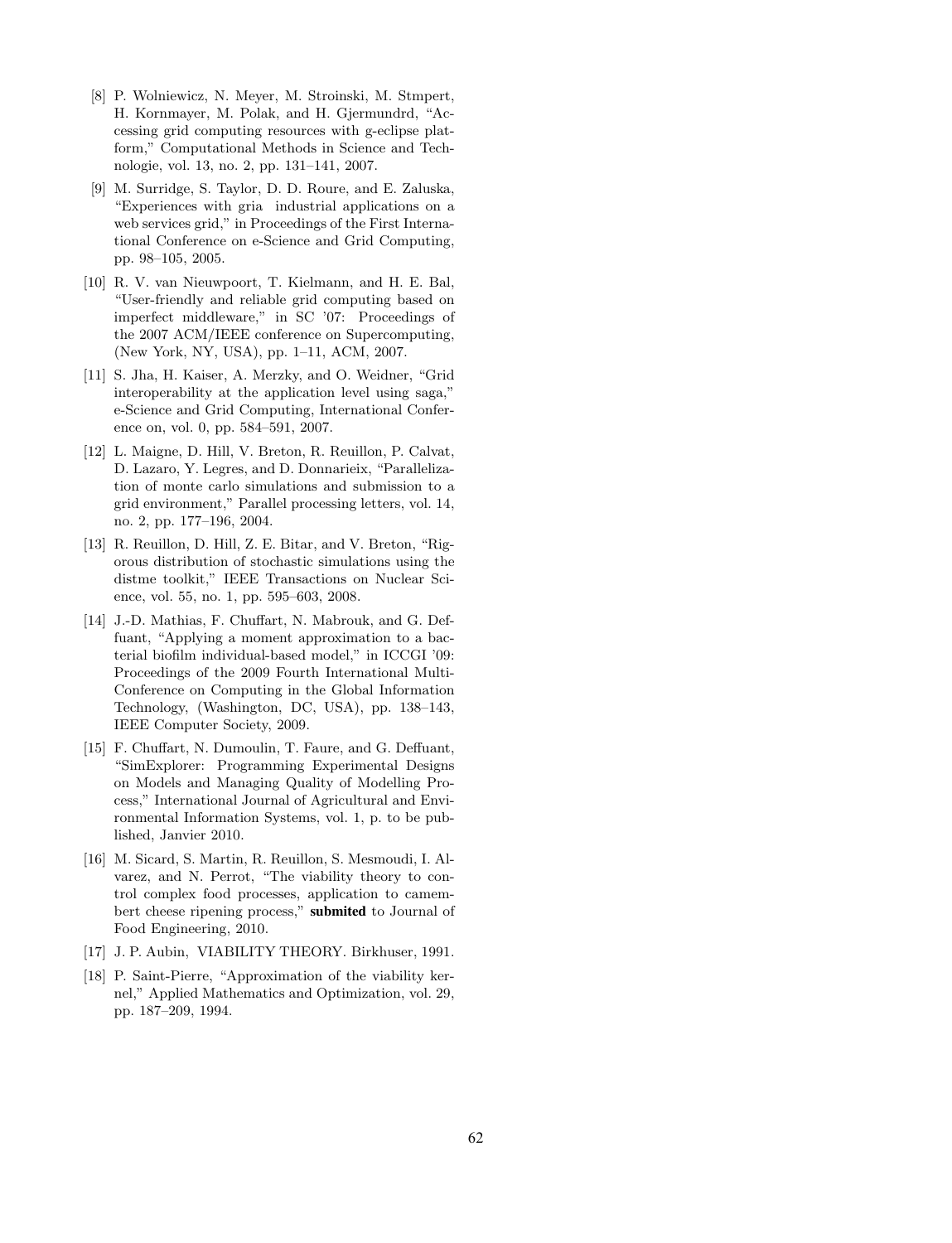[8] P. Wolniewicz, N. Meyer, M. Stroinski, M. Stmpert, H. Kornmayer, M. Polak, and H. Gjermundrd, "Accessing grid computing resources with g-eclipse platform," Computational Methods in Science and Technologie, vol. 13, no. 2, pp. 131–141, 2007.

[9] M. Surridge, S. Taylor, D. D. Roure, and E. Zaluska, "Experiences with gria industrial applications on a web services grid," in Proceedings of the First International Conference on e-Science and Grid Computing, pp. 98–105, 2005.

[10] R. V. van Nieuwpoort, T. Kielmann, and H. E. Bal, "User-friendly and reliable grid computing based on imperfect middleware," in SC '07: Proceedings of the 2007 ACM/IEEE conference on Supercomputing, (New York, NY, USA), pp. 1–11, ACM, 2007.

[11] S. Jha, H. Kaiser, A. Merzky, and O. Weidner, "Grid interoperability at the application level using saga," e-Science and Grid Computing, International Conference on, vol. 0, pp. 584–591, 2007.

[12] L. Maigne, D. Hill, V. Breton, R. Reuillon, P. Calvat, D. Lazaro, Y. Legres, and D. Donnarieix, "Parallelization of monte carlo simulations and submission to a grid environment," Parallel processing letters, vol. 14, no. 2, pp. 177–196, 2004.

[13] R. Reuillon, D. Hill, Z. E. Bitar, and V. Breton, "Rigorous distribution of stochastic simulations using the distme toolkit," IEEE Transactions on Nuclear Science, vol. 55, no. 1, pp. 595–603, 2008.

[14] J.-D. Mathias, F. Chuffart, N. Mabrouk, and G. Deffuant, "Applying a moment approximation to a bacterial biofilm individual-based model," in ICCGI '09: Proceedings of the 2009 Fourth International Multi-Conference on Computing in the Global Information Technology, (Washington, DC, USA), pp. 138–143, IEEE Computer Society, 2009.

[15] F. Chuffart, N. Dumoulin, T. Faure, and G. Deffuant, "SimExplorer: Programming Experimental Designs on Models and Managing Quality of Modelling Process," International Journal of Agricultural and Environmental Information Systems, vol. 1, p. to be published, Janvier 2010.

[16] M. Sicard, S. Martin, R. Reuillon, S. Mesmoudi, I. Alvarez, and N. Perrot, "The viability theory to control complex food processes, application to camembert cheese ripening process," **submited** to Journal of Food Engineering, 2010.

[17] J. P. Aubin, VIABILITY THEORY. Birkhuser, 1991.

[18] P. Saint-Pierre, "Approximation of the viability kernel," Applied Mathematics and Optimization, vol. 29, pp. 187–209, 1994.